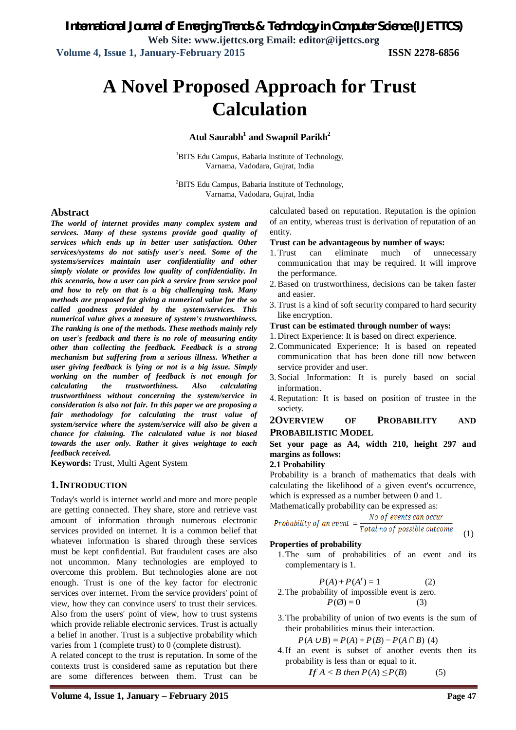# A Novel Proposed Approach for Trust Calculation

**Atul Saurabh[1] and Swapnil Parikh[2]**

[1]BITS Edu Campus, Babaria Institute of Technology, Varnama, Vadodara, Gujrat, India

[2]BITS Edu Campus, Babaria Institute of Technology, Varnama, Vadodara, Gujrat, India

## Abstract

***The world of internet provides many complex system and services. Many of these systems provide good quality of services which ends up in better user satisfaction. Other services/systems do not satisfy user's need. Some of the systems/services maintain user confidentiality and other simply violate or provides low quality of confidentiality. In this scenario, how a user can pick a service from service pool and how to rely on that is a big challenging task. Many methods are proposed for giving a numerical value for the so called goodness provided by the system/services. This numerical value gives a measure of system's trustworthiness. The ranking is one of the methods. These methods mainly rely on user's feedback and there is no role of measuring entity other than collecting the feedback. Feedback is a strong mechanism but suffering from a serious illness. Whether a user giving feedback is lying or not is a big issue. Simply working on the number of feedback is not enough for calculating the trustworthiness. Also calculating trustworthiness without concerning the system/service in consideration is also not fair. In this paper we are proposing a fair methodology for calculating the trust value of system/service where the system/service will also be given a chance for claiming. The calculated value is not biased towards the user only. Rather it gives weightage to each feedback received.***

**Keywords:** Trust, Multi Agent System

## 1. INTRODUCTION

Today's world is internet world and more and more people are getting connected. They share, store and retrieve vast amount of information through numerous electronic services provided on internet. It is a common belief that whatever information is shared through these services must be kept confidential. But fraudulent cases are also not uncommon. Many technologies are employed to overcome this problem. But technologies alone are not enough. Trust is one of the key factor for electronic services over internet. From the service providers' point of view, how they can convince users' to trust their services. Also from the users' point of view, how to trust systems which provide reliable electronic services. Trust is actually a belief in another. Trust is a subjective probability which varies from 1 (complete trust) to 0 (complete distrust).

A related concept to the trust is reputation. In some of the contexts trust is considered same as reputation but there are some differences between them. Trust can be calculated based on reputation. Reputation is the opinion of an entity, whereas trust is derivation of reputation of an entity.

**Trust can be advantageous by number of ways:**

1. Trust can eliminate much of unnecessary communication that may be required. It will improve the performance.
2. Based on trustworthiness, decisions can be taken faster and easier.
3. Trust is a kind of soft security compared to hard security like encryption.

**Trust can be estimated through number of ways:**

1. Direct Experience: It is based on direct experience.
2. Communicated Experience: It is based on repeated communication that has been done till now between service provider and user.
3. Social Information: It is purely based on social information.
4. Reputation: It is based on position of trustee in the society.

## 2 OVERVIEW OF PROBABILITY AND PROBABILISTIC MODEL

**Set your page as A4, width 210, height 297 and margins as follows:**

### 2.1 Probability

Probability is a branch of mathematics that deals with calculating the likelihood of a given event's occurrence, which is expressed as a number between 0 and 1.

Mathematically probability can be expressed as:

$$\text{Probability of an event} = \frac{\text{No of events can occur}}{\text{Total no of possible outcome}} \quad (1)$$

**Properties of probability**

1. The sum of probabilities of an event and its complementary is 1.

$$P(A) + P(A^r) = 1 \quad (2)$$

2. The probability of impossible event is zero.

$$P(\emptyset) = 0 \quad (3)$$

3. The probability of union of two events is the sum of their probabilities minus their interaction.

$$P(A \cup B) = P(A) + P(B) - P(A \cap B) \quad (4)$$

4. If an event is subset of another events then its probability is less than or equal to it.

$$If\ A < B\ then\ P(A) \leq P(B) \quad (5)$$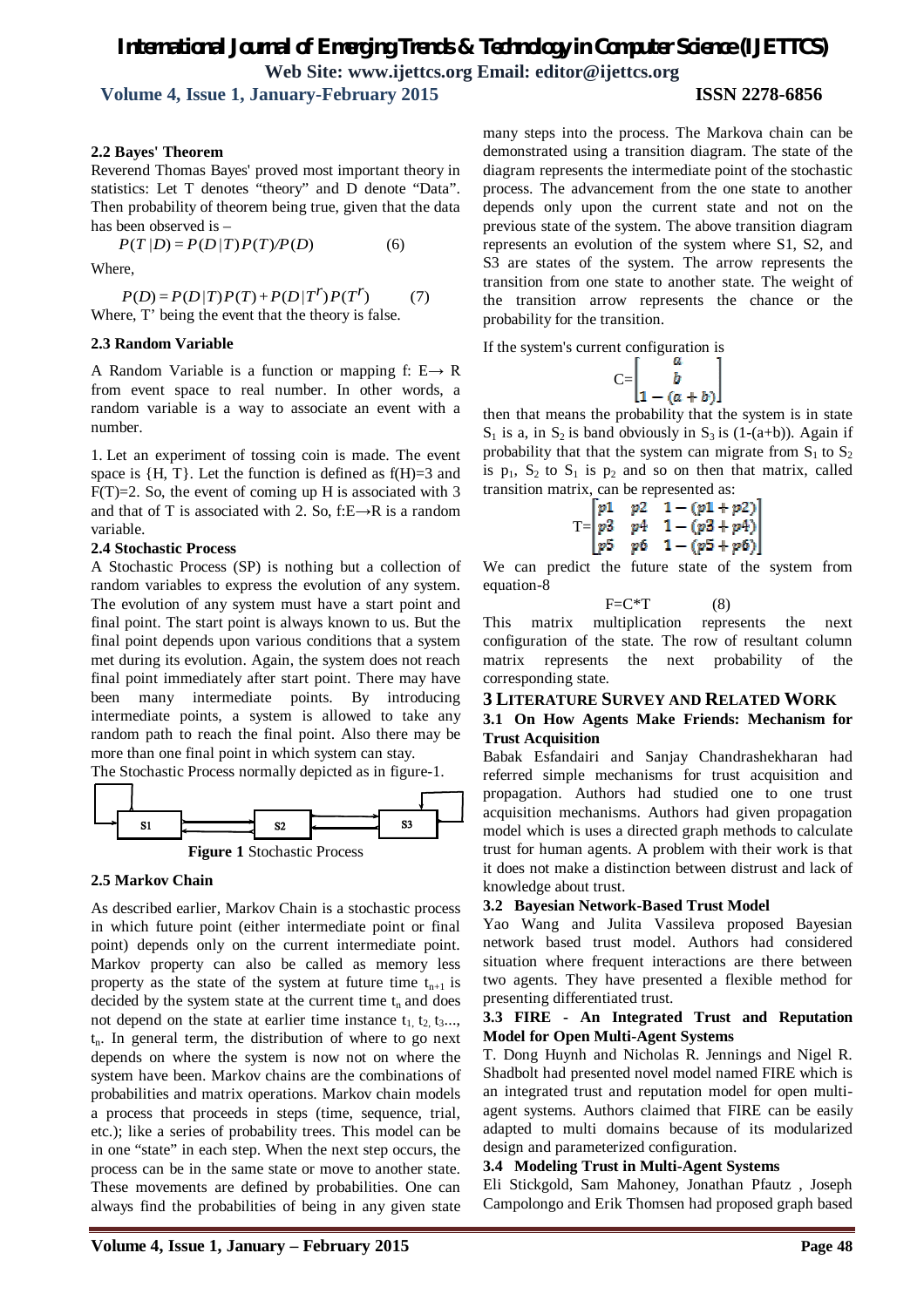### 2.2 Bayes' Theorem

Reverend Thomas Bayes' proved most important theory in statistics: Let T denotes "theory" and D denote "Data". Then probability of theorem being true, given that the data has been observed is –

$$P(T|D) = P(D|T)P(T)/P(D) \qquad (6)$$

Where,

$$P(D) = P(D|T)P(T) + P(D|T^r)P(T^r) \qquad (7)$$

Where, T' being the event that the theory is false.

### 2.3 Random Variable

A Random Variable is a function or mapping f: E→ R from event space to real number. In other words, a random variable is a way to associate an event with a number.

1. Let an experiment of tossing coin is made. The event space is {H, T}. Let the function is defined as f(H)=3 and F(T)=2. So, the event of coming up H is associated with 3 and that of T is associated with 2. So, f:E→R is a random variable.

### 2.4 Stochastic Process

A Stochastic Process (SP) is nothing but a collection of random variables to express the evolution of any system. The evolution of any system must have a start point and final point. The start point is always known to us. But the final point depends upon various conditions that a system met during its evolution. Again, the system does not reach final point immediately after start point. There may have been many intermediate points. By introducing intermediate points, a system is allowed to take any random path to reach the final point. Also there may be more than one final point in which system can stay.

The Stochastic Process normally depicted as in figure-1.

S1 S2 S3

**Figure 1** Stochastic Process

### 2.5 Markov Chain

As described earlier, Markov Chain is a stochastic process in which future point (either intermediate point or final point) depends only on the current intermediate point. Markov property can also be called as memory less property as the state of the system at future time $t_{n+1}$ is decided by the system state at the current time $t_n$ and does not depend on the state at earlier time instance $t_1, t_2, t_3..., t_n$. In general term, the distribution of where to go next depends on where the system is now not on where the system have been. Markov chains are the combinations of probabilities and matrix operations. Markov chain models a process that proceeds in steps (time, sequence, trial, etc.); like a series of probability trees. This model can be in one "state" in each step. When the next step occurs, the process can be in the same state or move to another state. These movements are defined by probabilities. One can always find the probabilities of being in any given state many steps into the process. The Markova chain can be demonstrated using a transition diagram. The state of the diagram represents the intermediate point of the stochastic process. The advancement from the one state to another depends only upon the current state and not on the previous state of the system. The above transition diagram represents an evolution of the system where S1, S2, and S3 are states of the system. The arrow represents the transition from one state to another state. The weight of the transition arrow represents the chance or the probability for the transition.

If the system's current configuration is

$$C=\begin{bmatrix} a \\ b \\ 1-(a+b) \end{bmatrix}$$

then that means the probability that the system is in state $S_1$ is a, in $S_2$ is band obviously in $S_3$ is (1-(a+b)). Again if probability that that the system can migrate from $S_1$ to $S_2$ is $p_1$, $S_2$ to $S_1$ is $p_2$ and so on then that matrix, called transition matrix, can be represented as:

$$T=\begin{bmatrix} p1 & p2 & 1-(p1+p2) \\ p3 & p4 & 1-(p3+p4) \\ p5 & p6 & 1-(p5+p6) \end{bmatrix}$$

We can predict the future state of the system from equation-8

$$F=C*T \qquad (8)$$

This matrix multiplication represents the next configuration of the state. The row of resultant column matrix represents the next probability of the corresponding state.

## 3 Literature Survey and Related Work

### 3.1 On How Agents Make Friends: Mechanism for Trust Acquisition

Babak Esfandairi and Sanjay Chandrashekharan had referred simple mechanisms for trust acquisition and propagation. Authors had studied one to one trust acquisition mechanisms. Authors had given propagation model which is uses a directed graph methods to calculate trust for human agents. A problem with their work is that it does not make a distinction between distrust and lack of knowledge about trust.

### 3.2 Bayesian Network-Based Trust Model

Yao Wang and Julita Vassileva proposed Bayesian network based trust model. Authors had considered situation where frequent interactions are there between two agents. They have presented a flexible method for presenting differentiated trust.

### 3.3 FIRE - An Integrated Trust and Reputation Model for Open Multi-Agent Systems

T. Dong Huynh and Nicholas R. Jennings and Nigel R. Shadbolt had presented novel model named FIRE which is an integrated trust and reputation model for open multi-agent systems. Authors claimed that FIRE can be easily adapted to multi domains because of its modularized design and parameterized configuration.

### 3.4 Modeling Trust in Multi-Agent Systems

Eli Stickgold, Sam Mahoney, Jonathan Pfautz , Joseph Campolongo and Erik Thomsen had proposed graph based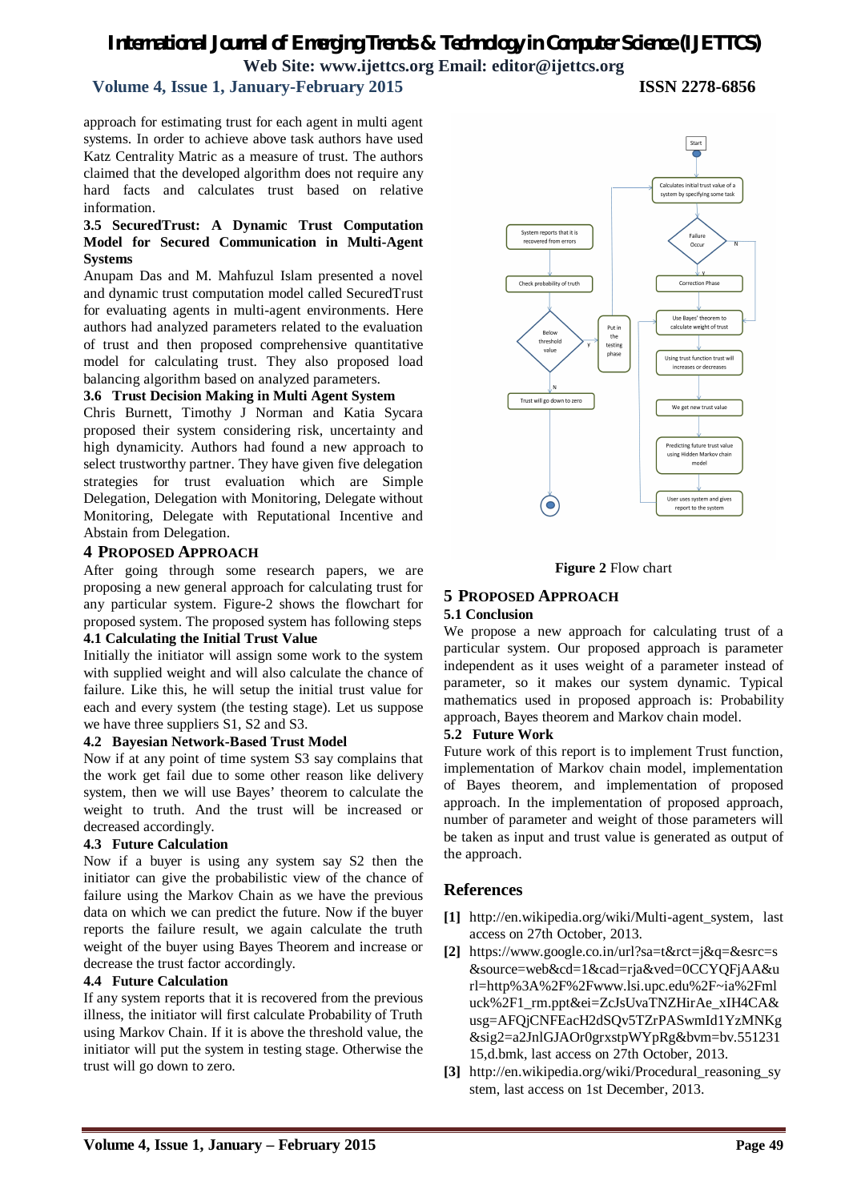approach for estimating trust for each agent in multi agent systems. In order to achieve above task authors have used Katz Centrality Matric as a measure of trust. The authors claimed that the developed algorithm does not require any hard facts and calculates trust based on relative information.

### 3.5 SecuredTrust: A Dynamic Trust Computation Model for Secured Communication in Multi-Agent Systems

Anupam Das and M. Mahfuzul Islam presented a novel and dynamic trust computation model called SecuredTrust for evaluating agents in multi-agent environments. Here authors had analyzed parameters related to the evaluation of trust and then proposed comprehensive quantitative model for calculating trust. They also proposed load balancing algorithm based on analyzed parameters.

### 3.6 Trust Decision Making in Multi Agent System

Chris Burnett, Timothy J Norman and Katia Sycara proposed their system considering risk, uncertainty and high dynamicity. Authors had found a new approach to select trustworthy partner. They have given five delegation strategies for trust evaluation which are Simple Delegation, Delegation with Monitoring, Delegate without Monitoring, Delegate with Reputational Incentive and Abstain from Delegation.

## 4 Proposed Approach

After going through some research papers, we are proposing a new general approach for calculating trust for any particular system. Figure-2 shows the flowchart for proposed system. The proposed system has following steps

### 4.1 Calculating the Initial Trust Value

Initially the initiator will assign some work to the system with supplied weight and will also calculate the chance of failure. Like this, he will setup the initial trust value for each and every system (the testing stage). Let us suppose we have three suppliers S1, S2 and S3.

### 4.2 Bayesian Network-Based Trust Model

Now if at any point of time system S3 say complains that the work get fail due to some other reason like delivery system, then we will use Bayes' theorem to calculate the weight to truth. And the trust will be increased or decreased accordingly.

### 4.3 Future Calculation

Now if a buyer is using any system say S2 then the initiator can give the probabilistic view of the chance of failure using the Markov Chain as we have the previous data on which we can predict the future. Now if the buyer reports the failure result, we again calculate the truth weight of the buyer using Bayes Theorem and increase or decrease the trust factor accordingly.

### 4.4 Future Calculation

If any system reports that it is recovered from the previous illness, the initiator will first calculate Probability of Truth using Markov Chain. If it is above the threshold value, the initiator will put the system in testing stage. Otherwise the trust will go down to zero.

**Figure 2** Flow chart

## 5 Proposed Approach

### 5.1 Conclusion

We propose a new approach for calculating trust of a particular system. Our proposed approach is parameter independent as it uses weight of a parameter instead of parameter, so it makes our system dynamic. Typical mathematics used in proposed approach is: Probability approach, Bayes theorem and Markov chain model.

### 5.2 Future Work

Future work of this report is to implement Trust function, implementation of Markov chain model, implementation of Bayes theorem, and implementation of proposed approach. In the implementation of proposed approach, number of parameter and weight of those parameters will be taken as input and trust value is generated as output of the approach.

## References

[1] http://en.wikipedia.org/wiki/Multi-agent_system, last access on 27th October, 2013.

[2] https://www.google.co.in/url?sa=t&rct=j&q=&esrc=s&source=web&cd=1&cad=rja&ved=0CCYQFjAA&url=http%3A%2F%2Fwww.lsi.upc.edu%2F~ia%2Fmluck%2F1_rm.ppt&ei=ZcJsUvaTNZHirAe_xIH4CA&usg=AFQjCNFEacH2dSQv5TZrPASwmId1YzMNKg&sig2=a2JnlGJAOr0grxstpWYpRg&bvm=bv.55123115,d.bmk, last access on 27th October, 2013.

[3] http://en.wikipedia.org/wiki/Procedural_reasoning_system, last access on 1st December, 2013.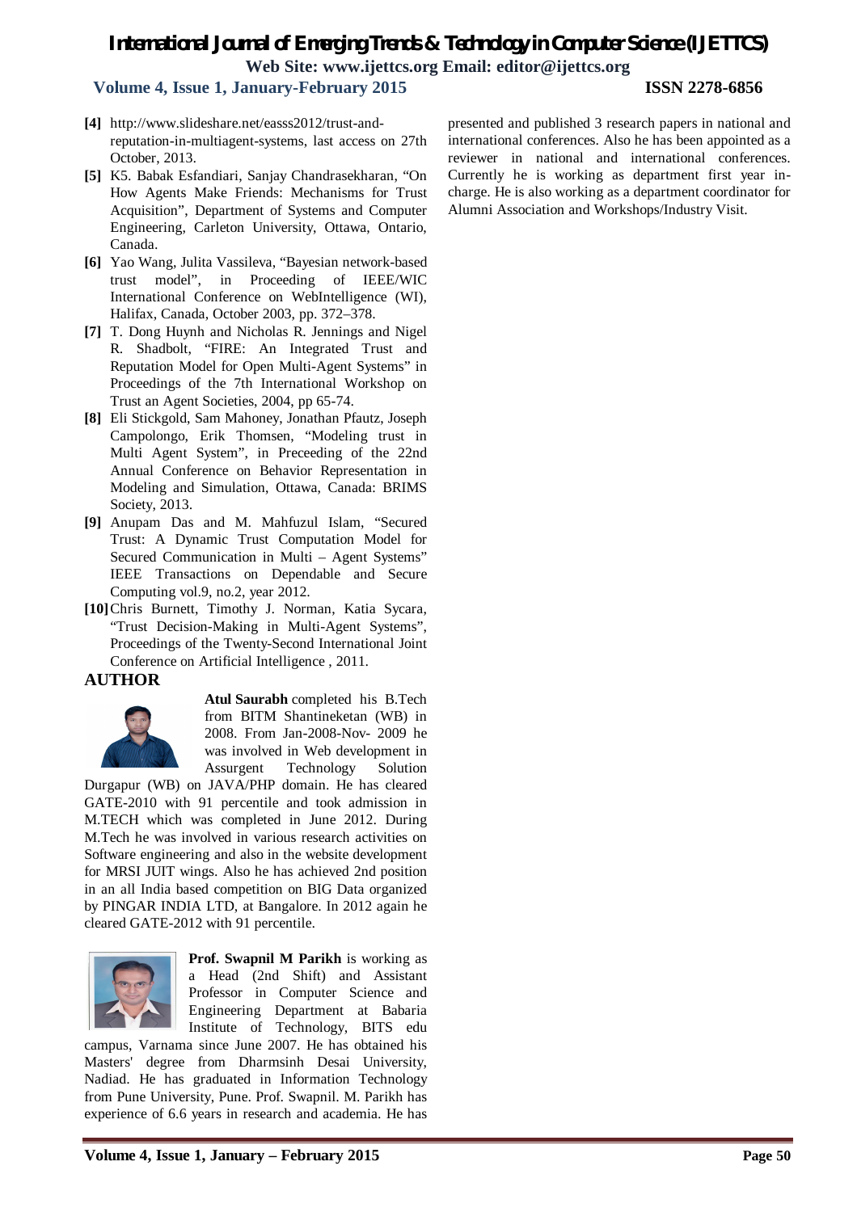**[4]** http://www.slideshare.net/easss2012/trust-and-reputation-in-multiagent-systems, last access on 27th October, 2013.

**[5]** K5. Babak Esfandiari, Sanjay Chandrasekharan, "On How Agents Make Friends: Mechanisms for Trust Acquisition", Department of Systems and Computer Engineering, Carleton University, Ottawa, Ontario, Canada.

**[6]** Yao Wang, Julita Vassileva, "Bayesian network-based trust model", in Proceeding of IEEE/WIC International Conference on WebIntelligence (WI), Halifax, Canada, October 2003, pp. 372–378.

**[7]** T. Dong Huynh and Nicholas R. Jennings and Nigel R. Shadbolt, "FIRE: An Integrated Trust and Reputation Model for Open Multi-Agent Systems" in Proceedings of the 7th International Workshop on Trust an Agent Societies, 2004, pp 65-74.

**[8]** Eli Stickgold, Sam Mahoney, Jonathan Pfautz, Joseph Campolongo, Erik Thomsen, "Modeling trust in Multi Agent System", in Preceeding of the 22nd Annual Conference on Behavior Representation in Modeling and Simulation, Ottawa, Canada: BRIMS Society, 2013.

**[9]** Anupam Das and M. Mahfuzul Islam, "Secured Trust: A Dynamic Trust Computation Model for Secured Communication in Multi – Agent Systems" IEEE Transactions on Dependable and Secure Computing vol.9, no.2, year 2012.

**[10]** Chris Burnett, Timothy J. Norman, Katia Sycara, "Trust Decision-Making in Multi-Agent Systems", Proceedings of the Twenty-Second International Joint Conference on Artificial Intelligence , 2011.

## AUTHOR

**Atul Saurabh** completed his B.Tech from BITM Shantineketan (WB) in 2008. From Jan-2008-Nov- 2009 he was involved in Web development in Assurgent Technology Solution Durgapur (WB) on JAVA/PHP domain. He has cleared GATE-2010 with 91 percentile and took admission in M.TECH which was completed in June 2012. During M.Tech he was involved in various research activities on Software engineering and also in the website development for MRSI JUIT wings. Also he has achieved 2nd position in an all India based competition on BIG Data organized by PINGAR INDIA LTD, at Bangalore. In 2012 again he cleared GATE-2012 with 91 percentile.

**Prof. Swapnil M Parikh** is working as a Head (2nd Shift) and Assistant Professor in Computer Science and Engineering Department at Babaria Institute of Technology, BITS edu campus, Varnama since June 2007. He has obtained his Masters' degree from Dharmsinh Desai University, Nadiad. He has graduated in Information Technology from Pune University, Pune. Prof. Swapnil. M. Parikh has experience of 6.6 years in research and academia. He has presented and published 3 research papers in national and international conferences. Also he has been appointed as a reviewer in national and international conferences. Currently he is working as department first year in-charge. He is also working as a department coordinator for Alumni Association and Workshops/Industry Visit.